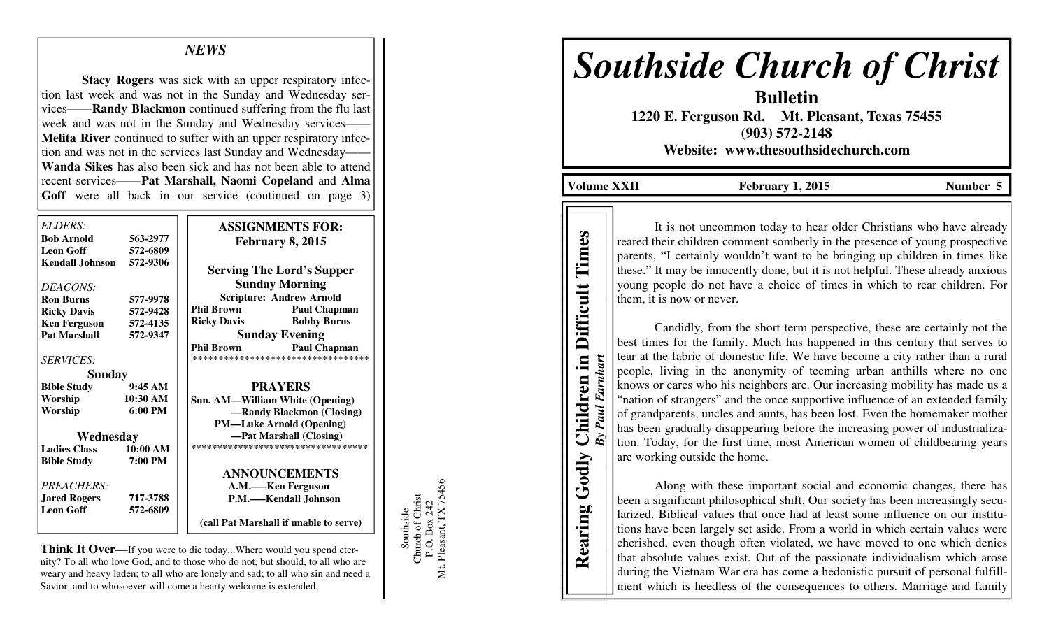## NEWS

**Stacy Rogers** was sick with an upper respiratory infection last week and was not in the Sunday and Wednesday services——**Randy Blackmon** continued suffering from the flu last week and was not in the Sunday and Wednesday services——**Melita River** continued to suffer with an upper respiratory infection and was not in the services last Sunday and Wednesday——**Wanda Sikes** has also been sick and has not been able to attend recent services——**Pat Marshall, Naomi Copeland** and **Alma Goff** were all back in our service (continued on page 3)

*ELDERS:*

| | |
|---|---|
| **Bob Arnold** | **563-2977** |
| **Leon Goff** | **572-6809** |
| **Kendall Johnson** | **572-9306** |

*DEACONS:*

| | |
|---|---|
| **Ron Burns** | **577-9978** |
| **Ricky Davis** | **572-9428** |
| **Ken Ferguson** | **572-4135** |
| **Pat Marshall** | **572-9347** |

*SERVICES:*

**Sunday**

| | |
|---|---|
| **Bible Study** | **9:45 AM** |
| **Worship** | **10:30 AM** |
| **Worship** | **6:00 PM** |

**Wednesday**

| | |
|---|---|
| **Ladies Class** | **10:00 AM** |
| **Bible Study** | **7:00 PM** |

*PREACHERS:*

| | |
|---|---|
| **Jared Rogers** | **717-3788** |
| **Leon Goff** | **572-6809** |

**ASSIGNMENTS FOR: February 8, 2015**

**Serving The Lord's Supper**

**Sunday Morning**

**Scripture: Andrew Arnold**

| | |
|---|---|
| **Phil Brown** | **Paul Chapman** |
| **Ricky Davis** | **Bobby Burns** |

**Sunday Evening**

| | |
|---|---|
| **Phil Brown** | **Paul Chapman** |

**PRAYERS**

**Sun. AM—William White (Opening)**
**—Randy Blackmon (Closing)**
**PM—Luke Arnold (Opening)**
**—Pat Marshall (Closing)**

**ANNOUNCEMENTS**

**A.M.—-Ken Ferguson**
**P.M.—-Kendall Johnson**

**(call Pat Marshall if unable to serve)**

**Think It Over—**If you were to die today...Where would you spend eternity? To all who love God, and to those who do not, but should, to all who are weary and heavy laden; to all who are lonely and sad; to all who sin and need a Savior, and to whosoever will come a hearty welcome is extended.

Southside
Church of Christ
P.O. Box 242
Mt. Pleasant, TX 75456

# Southside Church of Christ

**Bulletin**

**1220 E. Ferguson Rd. Mt. Pleasant, Texas 75455**
**(903) 572-2148**
**Website: www.thesouthsidechurch.com**

**Volume XXII** | **February 1, 2015** | **Number 5**

## Rearing Godly Children in Difficult Times

***By Paul Earnhart***

It is not uncommon today to hear older Christians who have already reared their children comment somberly in the presence of young prospective parents, "I certainly wouldn't want to be bringing up children in times like these." It may be innocently done, but it is not helpful. These already anxious young people do not have a choice of times in which to rear children. For them, it is now or never.

Candidly, from the short term perspective, these are certainly not the best times for the family. Much has happened in this century that serves to tear at the fabric of domestic life. We have become a city rather than a rural people, living in the anonymity of teeming urban anthills where no one knows or cares who his neighbors are. Our increasing mobility has made us a "nation of strangers" and the once supportive influence of an extended family of grandparents, uncles and aunts, has been lost. Even the homemaker mother has been gradually disappearing before the increasing power of industrialization. Today, for the first time, most American women of childbearing years are working outside the home.

Along with these important social and economic changes, there has been a significant philosophical shift. Our society has been increasingly secularized. Biblical values that once had at least some influence on our institutions have been largely set aside. From a world in which certain values were cherished, even though often violated, we have moved to one which denies that absolute values exist. Out of the passionate individualism which arose during the Vietnam War era has come a hedonistic pursuit of personal fulfillment which is heedless of the consequences to others. Marriage and family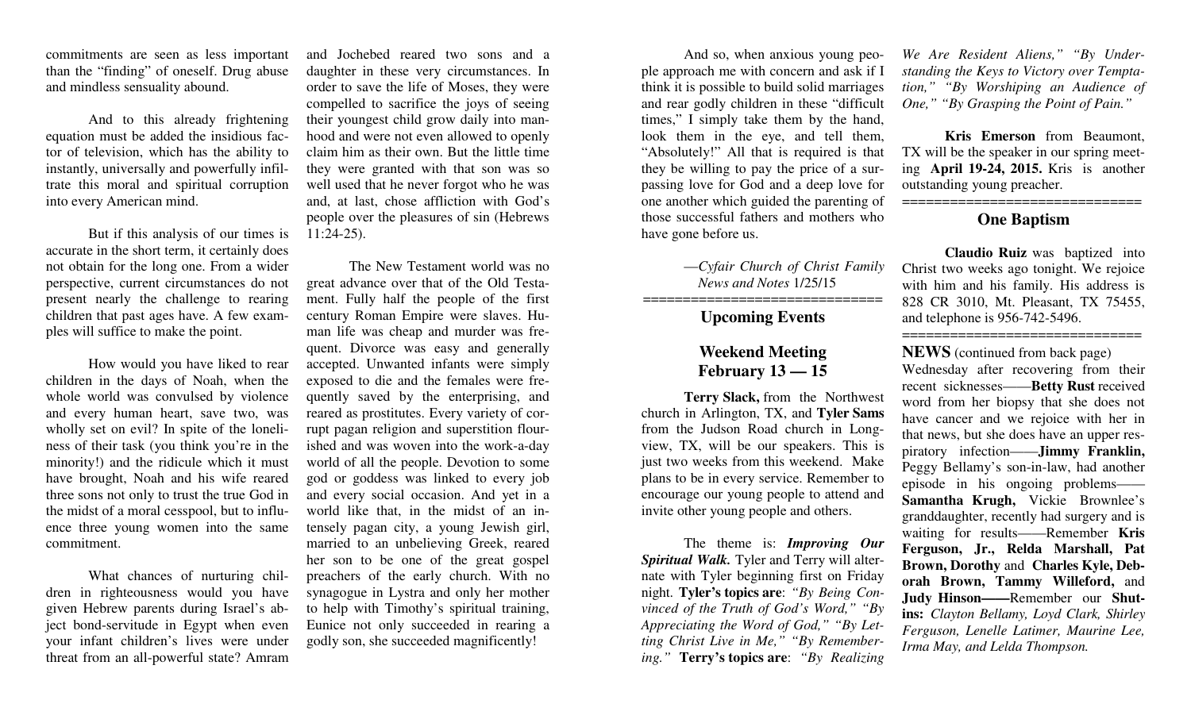commitments are seen as less important than the "finding" of oneself. Drug abuse and mindless sensuality abound.

And to this already frightening equation must be added the insidious factor of television, which has the ability to instantly, universally and powerfully infiltrate this moral and spiritual corruption into every American mind.

But if this analysis of our times is accurate in the short term, it certainly does not obtain for the long one. From a wider perspective, current circumstances do not present nearly the challenge to rearing children that past ages have. A few examples will suffice to make the point.

How would you have liked to rear children in the days of Noah, when the whole world was convulsed by violence and every human heart, save two, was wholly set on evil? In spite of the loneliness of their task (you think you're in the minority!) and the ridicule which it must have brought, Noah and his wife reared three sons not only to trust the true God in the midst of a moral cesspool, but to influence three young women into the same commitment.

What chances of nurturing children in righteousness would you have given Hebrew parents during Israel's abject bond-servitude in Egypt when even your infant children's lives were under threat from an all-powerful state? Amram and Jochebed reared two sons and a daughter in these very circumstances. In order to save the life of Moses, they were compelled to sacrifice the joys of seeing their youngest child grow daily into manhood and were not even allowed to openly claim him as their own. But the little time they were granted with that son was so well used that he never forgot who he was and, at last, chose affliction with God's people over the pleasures of sin (Hebrews 11:24-25).

The New Testament world was no great advance over that of the Old Testament. Fully half the people of the first century Roman Empire were slaves. Human life was cheap and murder was frequent. Divorce was easy and generally accepted. Unwanted infants were simply exposed to die and the females were frequently saved by the enterprising, and reared as prostitutes. Every variety of corrupt pagan religion and superstition flourished and was woven into the work-a-day world of all the people. Devotion to some god or goddess was linked to every job and every social occasion. And yet in a world like that, in the midst of an intensely pagan city, a young Jewish girl, married to an unbelieving Greek, reared her son to be one of the great gospel preachers of the early church. With no synagogue in Lystra and only her mother to help with Timothy's spiritual training, Eunice not only succeeded in rearing a godly son, she succeeded magnificently!

And so, when anxious young people approach me with concern and ask if I think it is possible to build solid marriages and rear godly children in these "difficult times," I simply take them by the hand, look them in the eye, and tell them, "Absolutely!" All that is required is that they be willing to pay the price of a surpassing love for God and a deep love for one another which guided the parenting of those successful fathers and mothers who have gone before us.

—*Cyfair Church of Christ Family News and Notes* 1/25/15

==============================

## Upcoming Events

### Weekend Meeting
### February 13 — 15

**Terry Slack,** from the Northwest church in Arlington, TX, and **Tyler Sams** from the Judson Road church in Longview, TX, will be our speakers. This is just two weeks from this weekend. Make plans to be in every service. Remember to encourage our young people to attend and invite other young people and others.

The theme is: ***Improving Our Spiritual Walk.*** Tyler and Terry will alternate with Tyler beginning first on Friday night. **Tyler's topics are**: *"By Being Convinced of the Truth of God's Word," "By Appreciating the Word of God," "By Letting Christ Live in Me," "By Remembering."* **Terry's topics are**: *"By Realizing We Are Resident Aliens," "By Understanding the Keys to Victory over Temptation," "By Worshiping an Audience of One," "By Grasping the Point of Pain."*

**Kris Emerson** from Beaumont, TX will be the speaker in our spring meeting **April 19-24, 2015.** Kris is another outstanding young preacher.

==============================

## One Baptism

**Claudio Ruiz** was baptized into Christ two weeks ago tonight. We rejoice with him and his family. His address is 828 CR 3010, Mt. Pleasant, TX 75455, and telephone is 956-742-5496.

==============================

**NEWS** (continued from back page)
Wednesday after recovering from their recent sicknesses——**Betty Rust** received word from her biopsy that she does not have cancer and we rejoice with her in that news, but she does have an upper respiratory infection——**Jimmy Franklin,** Peggy Bellamy's son-in-law, had another episode in his ongoing problems——**Samantha Krugh,** Vickie Brownlee's granddaughter, recently had surgery and is waiting for results——Remember **Kris Ferguson, Jr., Relda Marshall, Pat Brown, Dorothy** and **Charles Kyle, Deborah Brown, Tammy Willeford,** and **Judy Hinson——**Remember our **Shut-ins:** *Clayton Bellamy, Loyd Clark, Shirley Ferguson, Lenelle Latimer, Maurine Lee, Irma May, and Lelda Thompson.*